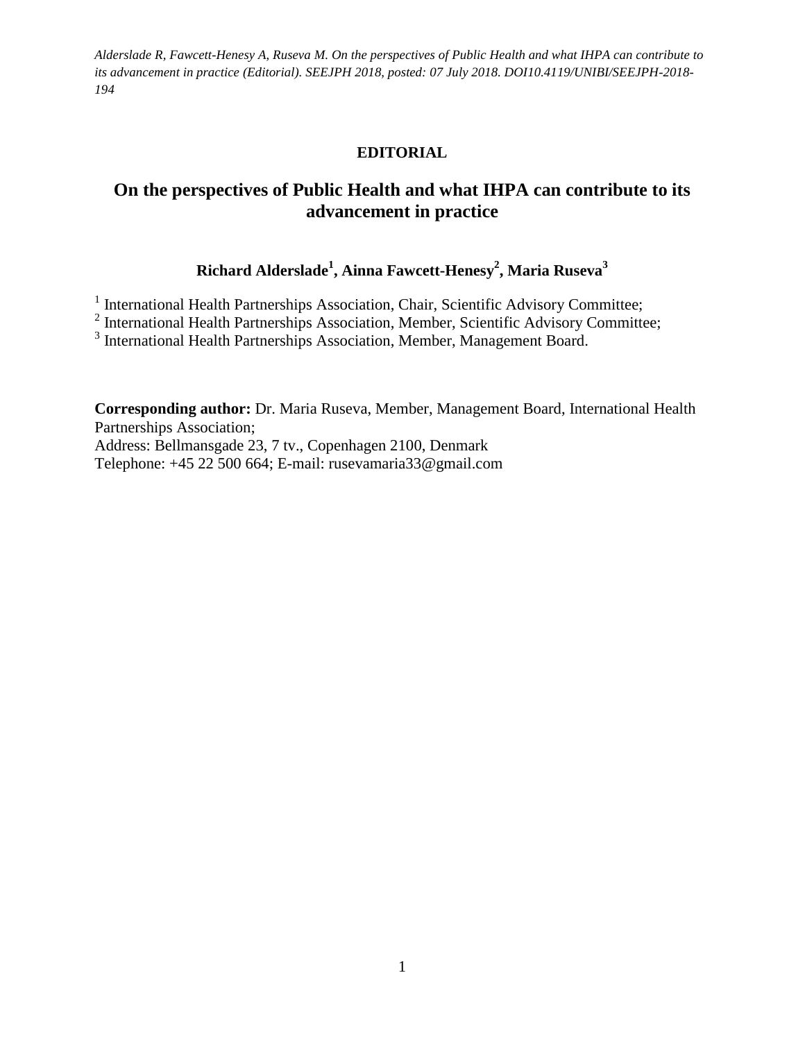**EDITORIAL**

# On the perspectives of Public Health and what IHPA can contribute to its advancement in practice

**Richard Alderslade[1], Ainna Fawcett-Henesy[2], Maria Ruseva[3]**

[1] International Health Partnerships Association, Chair, Scientific Advisory Committee;
[2] International Health Partnerships Association, Member, Scientific Advisory Committee;
[3] International Health Partnerships Association, Member, Management Board.

**Corresponding author:** Dr. Maria Ruseva, Member, Management Board, International Health Partnerships Association;
Address: Bellmansgade 23, 7 tv., Copenhagen 2100, Denmark
Telephone: +45 22 500 664; E-mail: rusevamaria33@gmail.com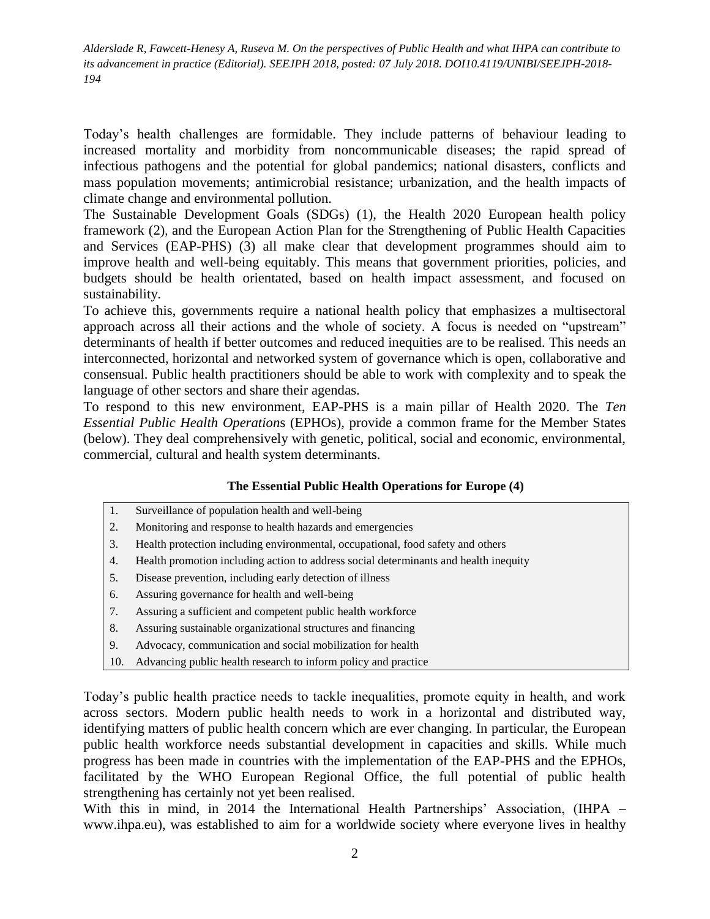Today's health challenges are formidable. They include patterns of behaviour leading to increased mortality and morbidity from noncommunicable diseases; the rapid spread of infectious pathogens and the potential for global pandemics; national disasters, conflicts and mass population movements; antimicrobial resistance; urbanization, and the health impacts of climate change and environmental pollution.

The Sustainable Development Goals (SDGs) (1), the Health 2020 European health policy framework (2), and the European Action Plan for the Strengthening of Public Health Capacities and Services (EAP-PHS) (3) all make clear that development programmes should aim to improve health and well-being equitably. This means that government priorities, policies, and budgets should be health orientated, based on health impact assessment, and focused on sustainability.

To achieve this, governments require a national health policy that emphasizes a multisectoral approach across all their actions and the whole of society. A focus is needed on "upstream" determinants of health if better outcomes and reduced inequities are to be realised. This needs an interconnected, horizontal and networked system of governance which is open, collaborative and consensual. Public health practitioners should be able to work with complexity and to speak the language of other sectors and share their agendas.

To respond to this new environment, EAP-PHS is a main pillar of Health 2020. The *Ten Essential Public Health Operations* (EPHOs), provide a common frame for the Member States (below). They deal comprehensively with genetic, political, social and economic, environmental, commercial, cultural and health system determinants.

**The Essential Public Health Operations for Europe (4)**

1. Surveillance of population health and well-being
2. Monitoring and response to health hazards and emergencies
3. Health protection including environmental, occupational, food safety and others
4. Health promotion including action to address social determinants and health inequity
5. Disease prevention, including early detection of illness
6. Assuring governance for health and well-being
7. Assuring a sufficient and competent public health workforce
8. Assuring sustainable organizational structures and financing
9. Advocacy, communication and social mobilization for health
10. Advancing public health research to inform policy and practice

Today's public health practice needs to tackle inequalities, promote equity in health, and work across sectors. Modern public health needs to work in a horizontal and distributed way, identifying matters of public health concern which are ever changing. In particular, the European public health workforce needs substantial development in capacities and skills. While much progress has been made in countries with the implementation of the EAP-PHS and the EPHOs, facilitated by the WHO European Regional Office, the full potential of public health strengthening has certainly not yet been realised.

With this in mind, in 2014 the International Health Partnerships' Association, (IHPA – www.ihpa.eu), was established to aim for a worldwide society where everyone lives in healthy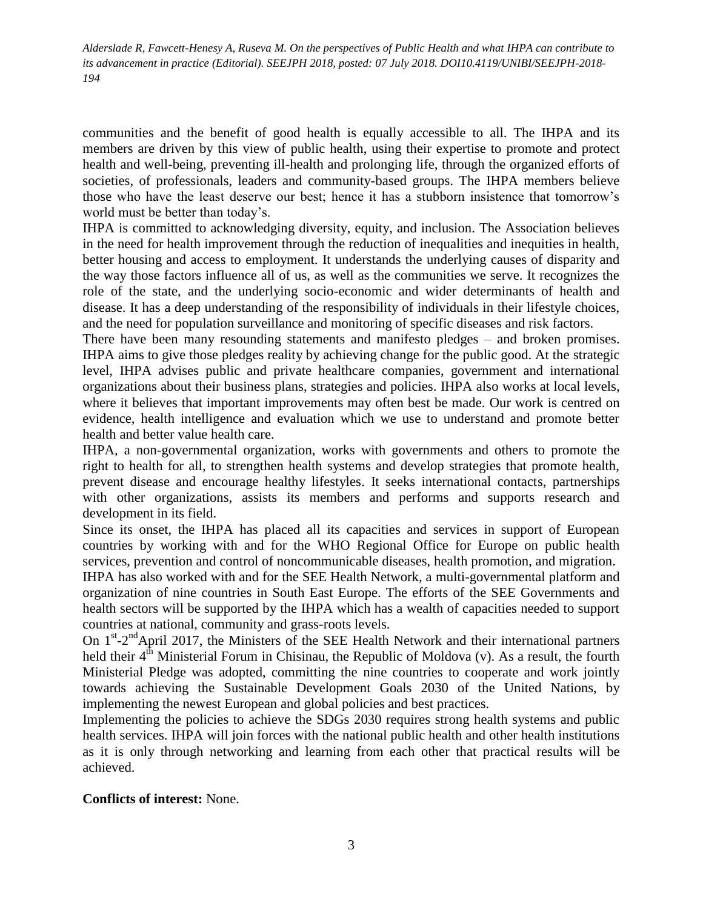communities and the benefit of good health is equally accessible to all. The IHPA and its members are driven by this view of public health, using their expertise to promote and protect health and well-being, preventing ill-health and prolonging life, through the organized efforts of societies, of professionals, leaders and community-based groups. The IHPA members believe those who have the least deserve our best; hence it has a stubborn insistence that tomorrow's world must be better than today's.

IHPA is committed to acknowledging diversity, equity, and inclusion. The Association believes in the need for health improvement through the reduction of inequalities and inequities in health, better housing and access to employment. It understands the underlying causes of disparity and the way those factors influence all of us, as well as the communities we serve. It recognizes the role of the state, and the underlying socio-economic and wider determinants of health and disease. It has a deep understanding of the responsibility of individuals in their lifestyle choices, and the need for population surveillance and monitoring of specific diseases and risk factors.

There have been many resounding statements and manifesto pledges – and broken promises. IHPA aims to give those pledges reality by achieving change for the public good. At the strategic level, IHPA advises public and private healthcare companies, government and international organizations about their business plans, strategies and policies. IHPA also works at local levels, where it believes that important improvements may often best be made. Our work is centred on evidence, health intelligence and evaluation which we use to understand and promote better health and better value health care.

IHPA, a non-governmental organization, works with governments and others to promote the right to health for all, to strengthen health systems and develop strategies that promote health, prevent disease and encourage healthy lifestyles. It seeks international contacts, partnerships with other organizations, assists its members and performs and supports research and development in its field.

Since its onset, the IHPA has placed all its capacities and services in support of European countries by working with and for the WHO Regional Office for Europe on public health services, prevention and control of noncommunicable diseases, health promotion, and migration.

IHPA has also worked with and for the SEE Health Network, a multi-governmental platform and organization of nine countries in South East Europe. The efforts of the SEE Governments and health sectors will be supported by the IHPA which has a wealth of capacities needed to support countries at national, community and grass-roots levels.

On 1st-2nd April 2017, the Ministers of the SEE Health Network and their international partners held their 4th Ministerial Forum in Chisinau, the Republic of Moldova (v). As a result, the fourth Ministerial Pledge was adopted, committing the nine countries to cooperate and work jointly towards achieving the Sustainable Development Goals 2030 of the United Nations, by implementing the newest European and global policies and best practices.

Implementing the policies to achieve the SDGs 2030 requires strong health systems and public health services. IHPA will join forces with the national public health and other health institutions as it is only through networking and learning from each other that practical results will be achieved.

**Conflicts of interest:** None.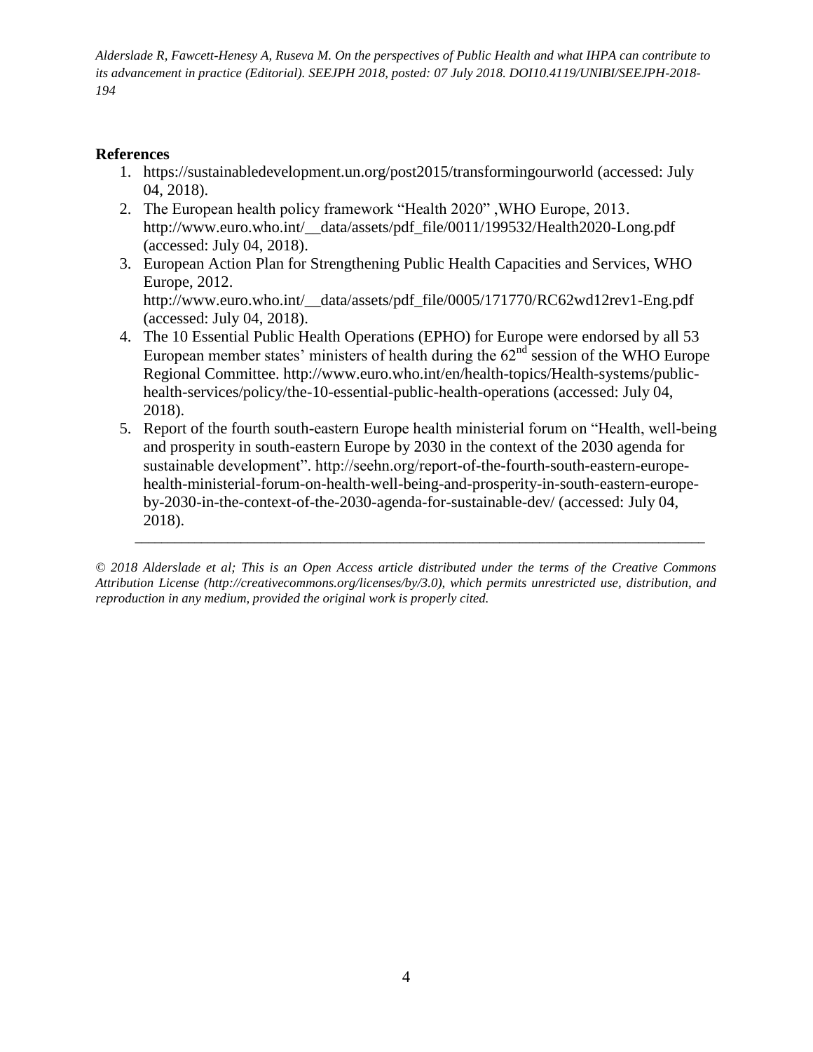**References**

1. https://sustainabledevelopment.un.org/post2015/transformingourworld (accessed: July 04, 2018).
2. The European health policy framework "Health 2020" ,WHO Europe, 2013. http://www.euro.who.int/__data/assets/pdf_file/0011/199532/Health2020-Long.pdf (accessed: July 04, 2018).
3. European Action Plan for Strengthening Public Health Capacities and Services, WHO Europe, 2012. http://www.euro.who.int/__data/assets/pdf_file/0005/171770/RC62wd12rev1-Eng.pdf (accessed: July 04, 2018).
4. The 10 Essential Public Health Operations (EPHO) for Europe were endorsed by all 53 European member states' ministers of health during the 62nd session of the WHO Europe Regional Committee. http://www.euro.who.int/en/health-topics/Health-systems/public-health-services/policy/the-10-essential-public-health-operations (accessed: July 04, 2018).
5. Report of the fourth south-eastern Europe health ministerial forum on "Health, well-being and prosperity in south-eastern Europe by 2030 in the context of the 2030 agenda for sustainable development". http://seehn.org/report-of-the-fourth-south-eastern-europe-health-ministerial-forum-on-health-well-being-and-prosperity-in-south-eastern-europe-by-2030-in-the-context-of-the-2030-agenda-for-sustainable-dev/ (accessed: July 04, 2018).

---

*© 2018 Alderslade et al; This is an Open Access article distributed under the terms of the Creative Commons Attribution License (http://creativecommons.org/licenses/by/3.0), which permits unrestricted use, distribution, and reproduction in any medium, provided the original work is properly cited.*